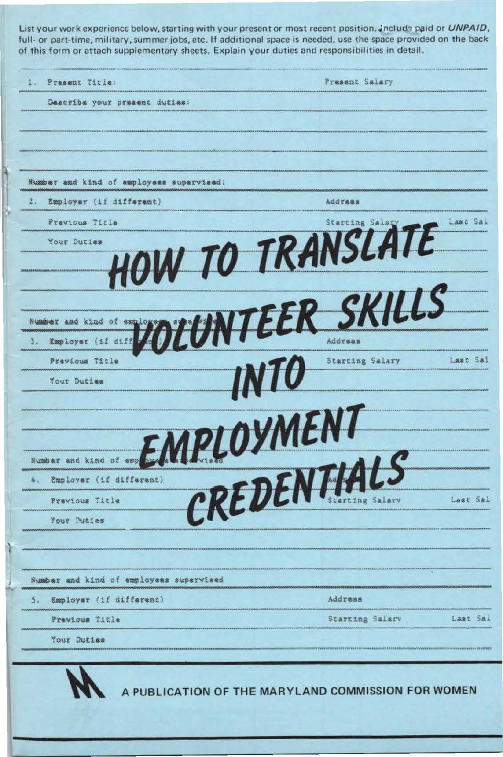List your work experience below, starting with your present or most recent position. Include paid or *UNPAID*, full- or part-time, military, summer jobs, etc. If additional space is needed, use the space provided on the back of this form or attach supplementary sheets. Explain your duties and responsibilities in detail.

1. Present Title: Present Salary

Describe your present duties:

Number and kind of employees supervised:

2. Employer (if different) Address

Previous Title Starting Salary Last Sal

Your Duties

# HOW TO TRANSLATE VOLUNTEER SKILLS INTO EMPLOYMENT CREDENTIALS

Number and kind of employees supervised

3. Employer (if different) Address

Previous Title Starting Salary Last Sal

Your Duties

Number and kind of employees supervised

4. Employer (if different) Address

Previous Title Starting Salary Last Sal

Your Duties

Number and kind of employees supervised

5. Employer (if different) Address

Previous Title Starting Salary Last Sal

Your Duties

A PUBLICATION OF THE MARYLAND COMMISSION FOR WOMEN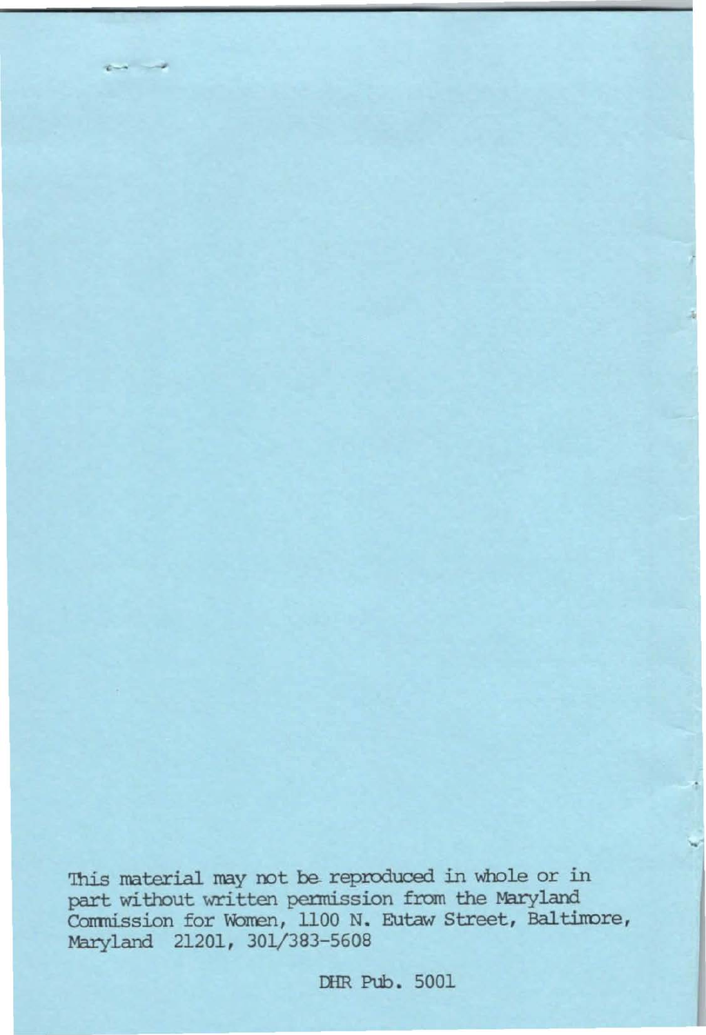This material may not be reproduced in whole or in part without written permission from the Maryland Commission for Women, 1100 N. Eutaw Street, Baltimore, Maryland 21201, 301/383-5608

DHR Pub. 5001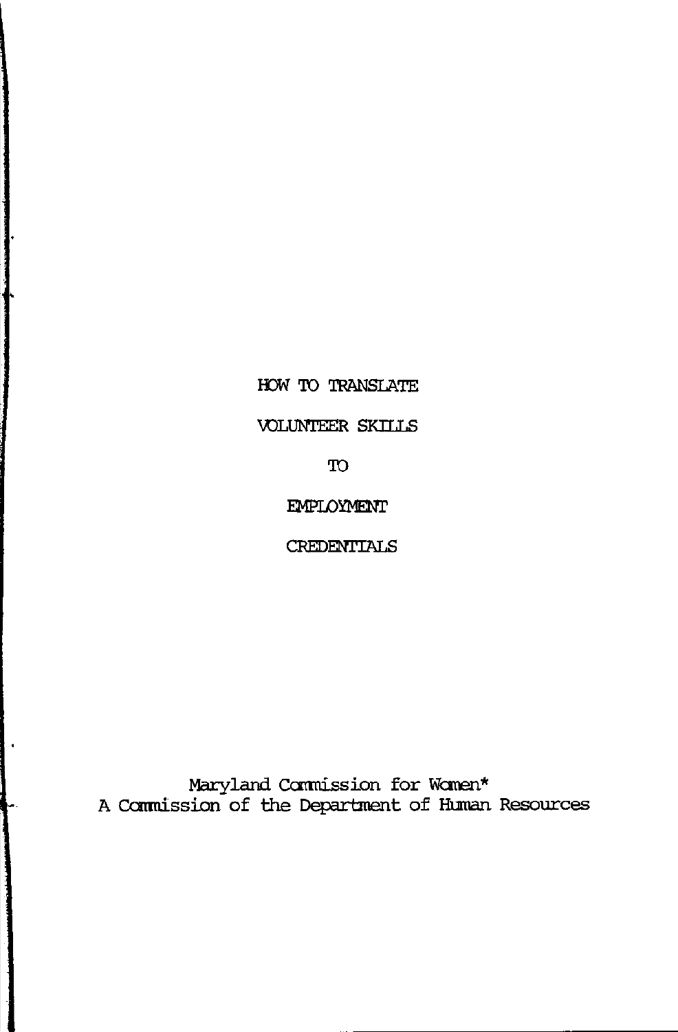# HOW TO TRANSLATE VOLUNTEER SKILLS TO EMPLOYMENT CREDENTIALS

Maryland Commission for Women*
A Commission of the Department of Human Resources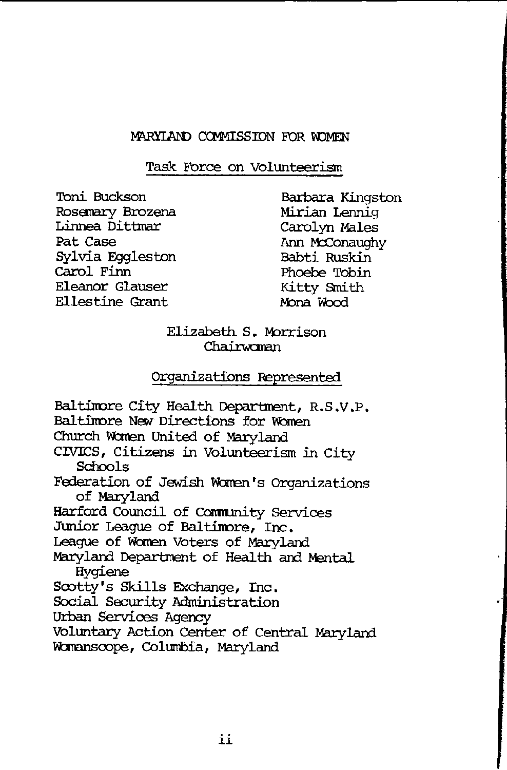# MARYLAND COMMISSION FOR WOMEN

## Task Force on Volunteerism

Toni Buckson
Rosemary Brozena
Linnea Dittmar
Pat Case
Sylvia Eggleston
Carol Finn
Eleanor Glauser
Ellestine Grant
Barbara Kingston
Mirian Lennig
Carolyn Males
Ann McConaughy
Babti Ruskin
Phoebe Tobin
Kitty Smith
Mona Wood

Elizabeth S. Morrison
Chairwoman

## Organizations Represented

Baltimore City Health Department, R.S.V.P.
Baltimore New Directions for Women
Church Women United of Maryland
CIVICS, Citizens in Volunteerism in City Schools
Federation of Jewish Women's Organizations of Maryland
Harford Council of Community Services
Junior League of Baltimore, Inc.
League of Women Voters of Maryland
Maryland Department of Health and Mental Hygiene
Scotty's Skills Exchange, Inc.
Social Security Administration
Urban Services Agency
Voluntary Action Center of Central Maryland
Womanscope, Columbia, Maryland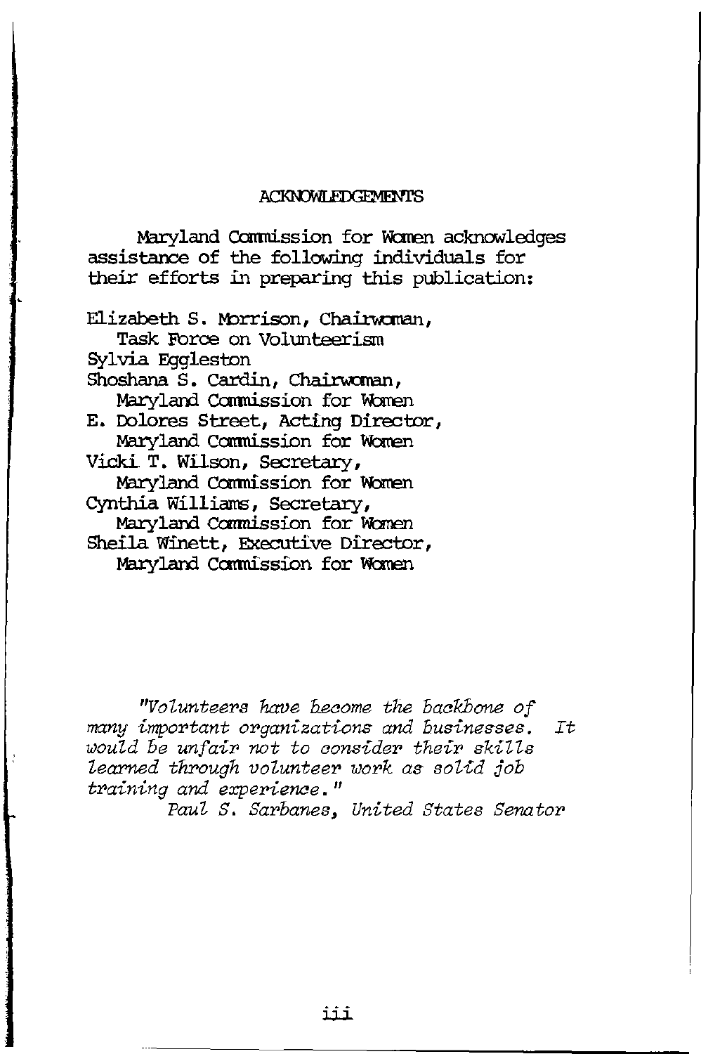## ACKNOWLEDGEMENTS

Maryland Commission for Women acknowledges assistance of the following individuals for their efforts in preparing this publication:

Elizabeth S. Morrison, Chairwoman,
Task Force on Volunteerism
Sylvia Eggleston
Shoshana S. Cardin, Chairwoman,
Maryland Commission for Women
E. Dolores Street, Acting Director,
Maryland Commission for Women
Vicki T. Wilson, Secretary,
Maryland Commission for Women
Cynthia Williams, Secretary,
Maryland Commission for Women
Sheila Winett, Executive Director,
Maryland Commission for Women

*"Volunteers have become the backbone of many important organizations and businesses. It would be unfair not to consider their skills learned through volunteer work as solid job training and experience."*

*Paul S. Sarbanes, United States Senator*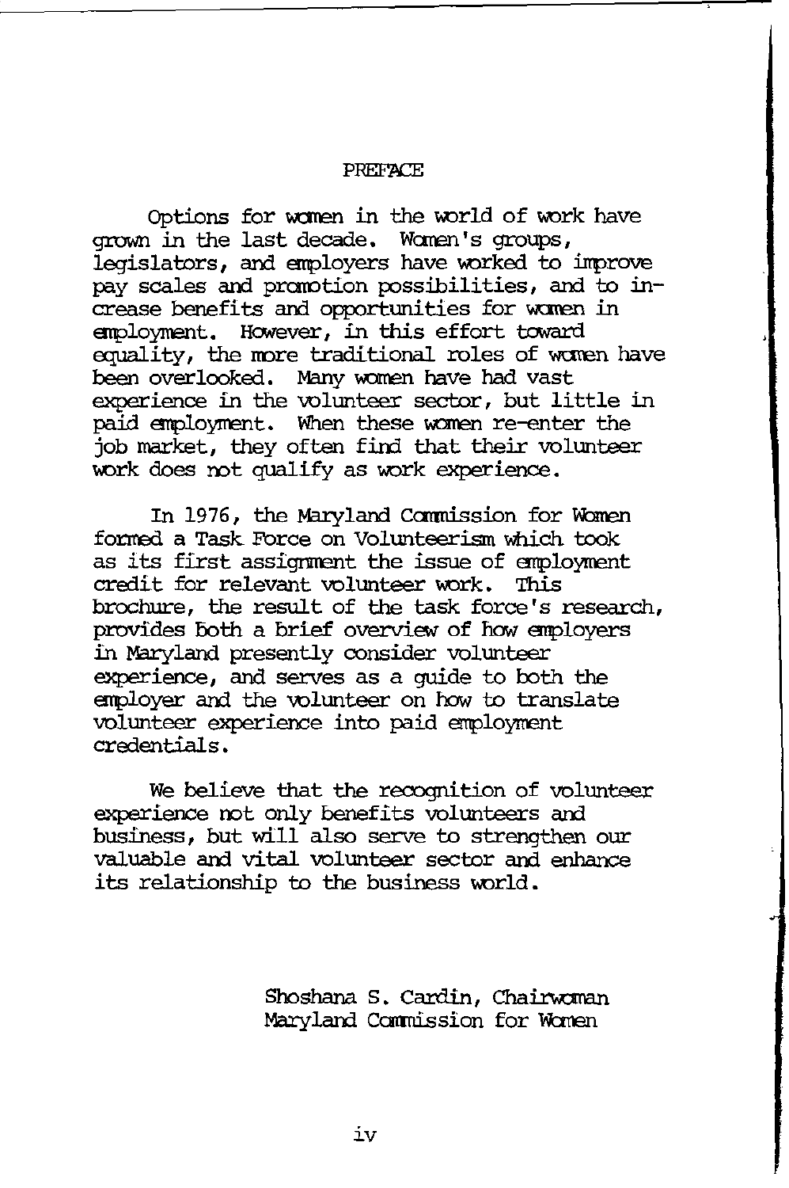# PREFACE

Options for women in the world of work have grown in the last decade. Women's groups, legislators, and employers have worked to improve pay scales and promotion possibilities, and to increase benefits and opportunities for women in employment. However, in this effort toward equality, the more traditional roles of women have been overlooked. Many women have had vast experience in the volunteer sector, but little in paid employment. When these women re-enter the job market, they often find that their volunteer work does not qualify as work experience.

In 1976, the Maryland Commission for Women formed a Task Force on Volunteerism which took as its first assignment the issue of employment credit for relevant volunteer work. This brochure, the result of the task force's research, provides both a brief overview of how employers in Maryland presently consider volunteer experience, and serves as a guide to both the employer and the volunteer on how to translate volunteer experience into paid employment credentials.

We believe that the recognition of volunteer experience not only benefits volunteers and business, but will also serve to strengthen our valuable and vital volunteer sector and enhance its relationship to the business world.

Shoshana S. Cardin, Chairwoman
Maryland Commission for Women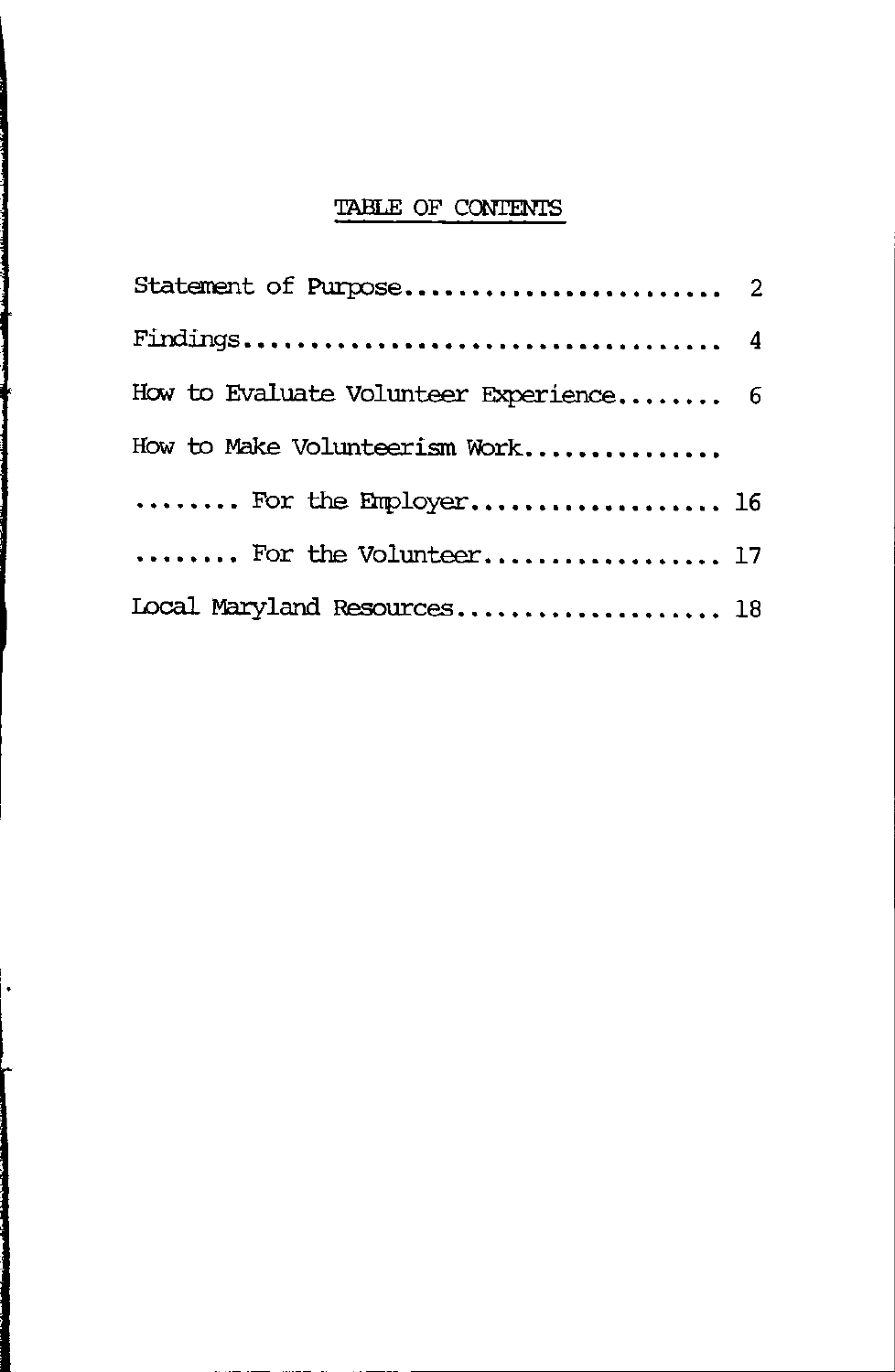## TABLE OF CONTENTS

Statement of Purpose........................ 2

Findings.................................... 4

How to Evaluate Volunteer Experience........ 6

How to Make Volunteerism Work...............

........ For the Employer................... 16

........ For the Volunteer.................. 17

Local Maryland Resources.................... 18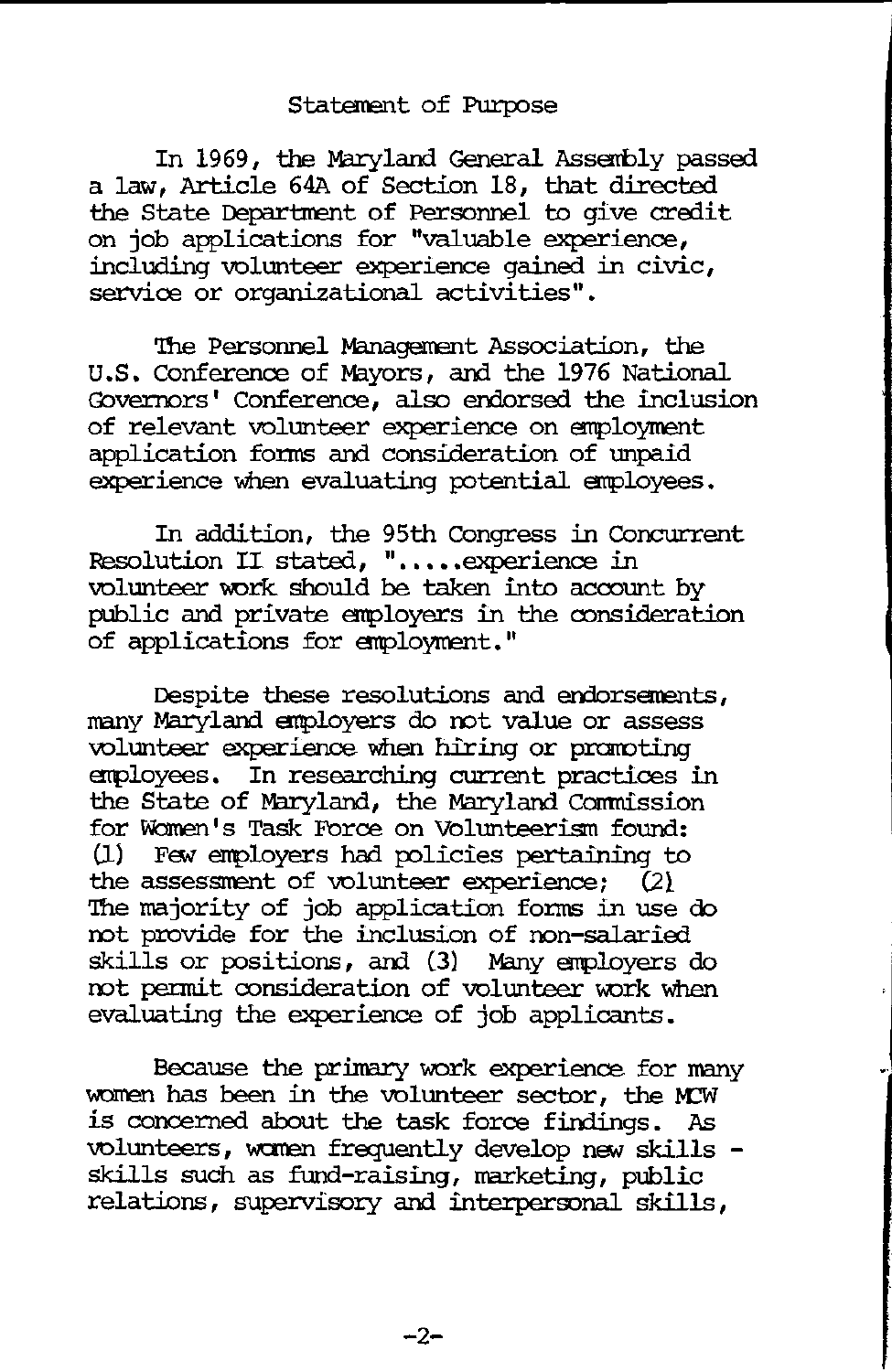## Statement of Purpose

In 1969, the Maryland General Assembly passed a law, Article 64A of Section 18, that directed the State Department of Personnel to give credit on job applications for "valuable experience, including volunteer experience gained in civic, service or organizational activities".

The Personnel Management Association, the U.S. Conference of Mayors, and the 1976 National Governors' Conference, also endorsed the inclusion of relevant volunteer experience on employment application forms and consideration of unpaid experience when evaluating potential employees.

In addition, the 95th Congress in Concurrent Resolution II stated, ".....experience in volunteer work should be taken into account by public and private employers in the consideration of applications for employment."

Despite these resolutions and endorsements, many Maryland employers do not value or assess volunteer experience when hiring or promoting employees. In researching current practices in the State of Maryland, the Maryland Commission for Women's Task Force on Volunteerism found: (1) Few employers had policies pertaining to the assessment of volunteer experience; (2) The majority of job application forms in use do not provide for the inclusion of non-salaried skills or positions, and (3) Many employers do not permit consideration of volunteer work when evaluating the experience of job applicants.

Because the primary work experience for many women has been in the volunteer sector, the MCW is concerned about the task force findings. As volunteers, women frequently develop new skills - skills such as fund-raising, marketing, public relations, supervisory and interpersonal skills,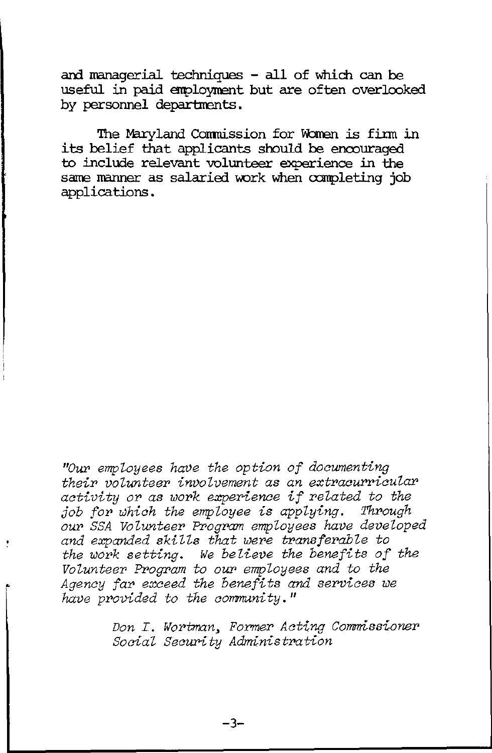and managerial techniques - all of which can be useful in paid employment but are often overlooked by personnel departments.

The Maryland Commission for Women is firm in its belief that applicants should be encouraged to include relevant volunteer experience in the same manner as salaried work when completing job applications.

*"Our employees have the option of documenting their volunteer involvement as an extracurricular activity or as work experience if related to the job for which the employee is applying. Through our SSA Volunteer Program employees have developed and expanded skills that were transferable to the work setting. We believe the benefits of the Volunteer Program to our employees and to the Agency far exceed the benefits and services we have provided to the community."*

*Don I. Wortman, Former Acting Commissioner*
*Social Security Administration*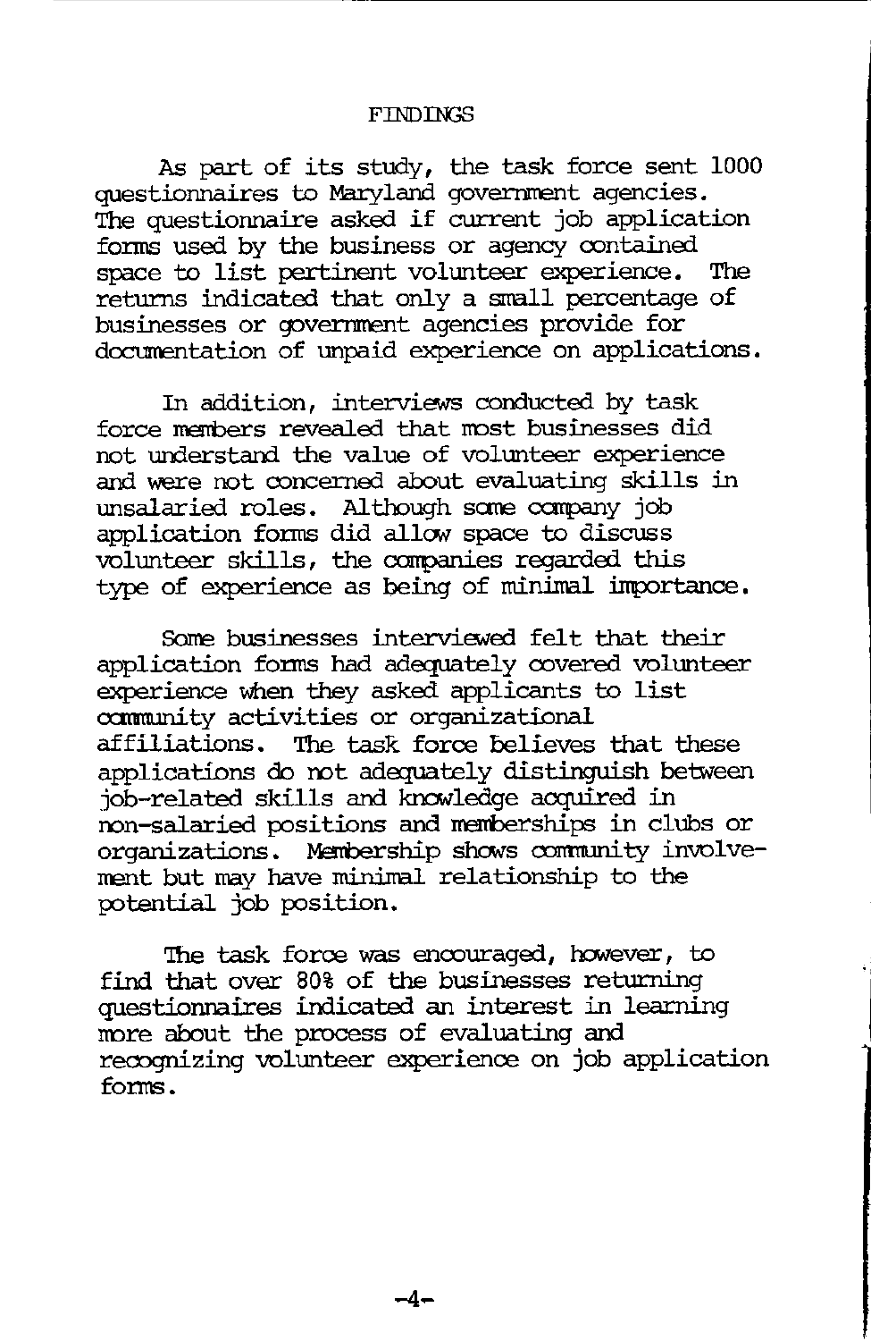## FINDINGS

As part of its study, the task force sent 1000 questionnaires to Maryland government agencies. The questionnaire asked if current job application forms used by the business or agency contained space to list pertinent volunteer experience. The returns indicated that only a small percentage of businesses or government agencies provide for documentation of unpaid experience on applications.

In addition, interviews conducted by task force members revealed that most businesses did not understand the value of volunteer experience and were not concerned about evaluating skills in unsalaried roles. Although some company job application forms did allow space to discuss volunteer skills, the companies regarded this type of experience as being of minimal importance.

Some businesses interviewed felt that their application forms had adequately covered volunteer experience when they asked applicants to list community activities or organizational affiliations. The task force believes that these applications do not adequately distinguish between job-related skills and knowledge acquired in non-salaried positions and memberships in clubs or organizations. Membership shows community involvement but may have minimal relationship to the potential job position.

The task force was encouraged, however, to find that over 80% of the businesses returning questionnaires indicated an interest in learning more about the process of evaluating and recognizing volunteer experience on job application forms.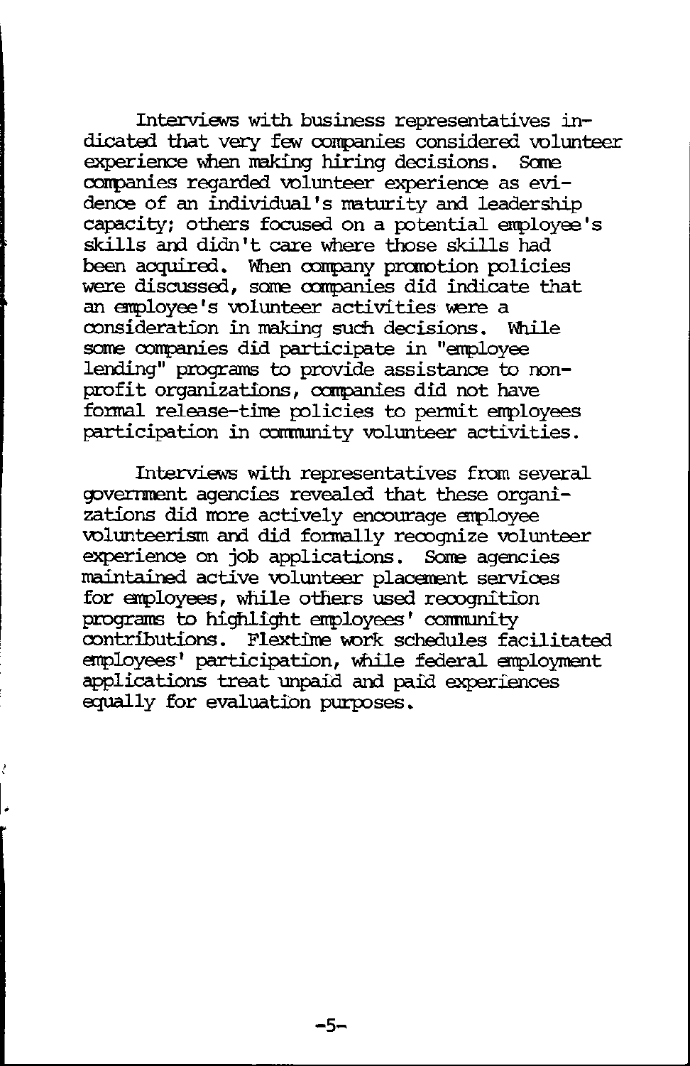Interviews with business representatives indicated that very few companies considered volunteer experience when making hiring decisions. Some companies regarded volunteer experience as evidence of an individual's maturity and leadership capacity; others focused on a potential employee's skills and didn't care where those skills had been acquired. When company promotion policies were discussed, some companies did indicate that an employee's volunteer activities were a consideration in making such decisions. While some companies did participate in "employee lending" programs to provide assistance to nonprofit organizations, companies did not have formal release-time policies to permit employees participation in community volunteer activities.

Interviews with representatives from several government agencies revealed that these organizations did more actively encourage employee volunteerism and did formally recognize volunteer experience on job applications. Some agencies maintained active volunteer placement services for employees, while others used recognition programs to highlight employees' community contributions. Flextime work schedules facilitated employees' participation, while federal employment applications treat unpaid and paid experiences equally for evaluation purposes.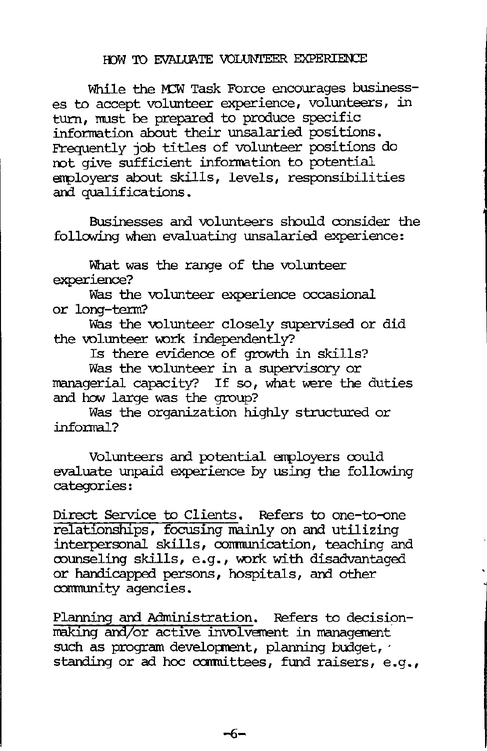## HOW TO EVALUATE VOLUNTEER EXPERIENCE

While the MCW Task Force encourages businesses to accept volunteer experience, volunteers, in turn, must be prepared to produce specific information about their unsalaried positions. Frequently job titles of volunteer positions do not give sufficient information to potential employers about skills, levels, responsibilities and qualifications.

Businesses and volunteers should consider the following when evaluating unsalaried experience:

What was the range of the volunteer experience?

Was the volunteer experience occasional or long-term?

Was the volunteer closely supervised or did the volunteer work independently?

Is there evidence of growth in skills?

Was the volunteer in a supervisory or managerial capacity? If so, what were the duties and how large was the group?

Was the organization highly structured or informal?

Volunteers and potential employers could evaluate unpaid experience by using the following categories:

Direct Service to Clients. Refers to one-to-one relationships, focusing mainly on and utilizing interpersonal skills, communication, teaching and counseling skills, e.g., work with disadvantaged or handicapped persons, hospitals, and other community agencies.

Planning and Administration. Refers to decision-making and/or active involvement in management such as program development, planning budget, standing or ad hoc committees, fund raisers, e.g.,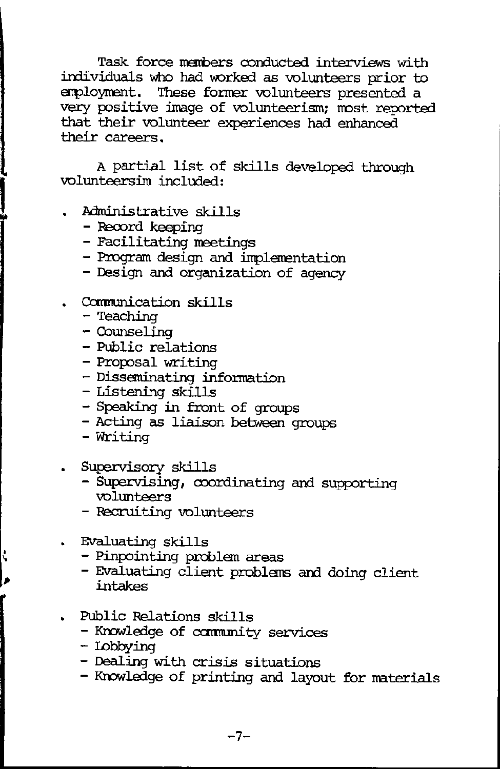Task force members conducted interviews with individuals who had worked as volunteers prior to employment. These former volunteers presented a very positive image of volunteerism; most reported that their volunteer experiences had enhanced their careers.

A partial list of skills developed through volunteersim included:

- Administrative skills
  - Record keeping
  - Facilitating meetings
  - Program design and implementation
  - Design and organization of agency
- Communication skills
  - Teaching
  - Counseling
  - Public relations
  - Proposal writing
  - Disseminating information
  - Listening skills
  - Speaking in front of groups
  - Acting as liaison between groups
  - Writing
- Supervisory skills
  - Supervising, coordinating and supporting volunteers
  - Recruiting volunteers
- Evaluating skills
  - Pinpointing problem areas
  - Evaluating client problems and doing client intakes
- Public Relations skills
  - Knowledge of community services
  - Lobbying
  - Dealing with crisis situations
  - Knowledge of printing and layout for materials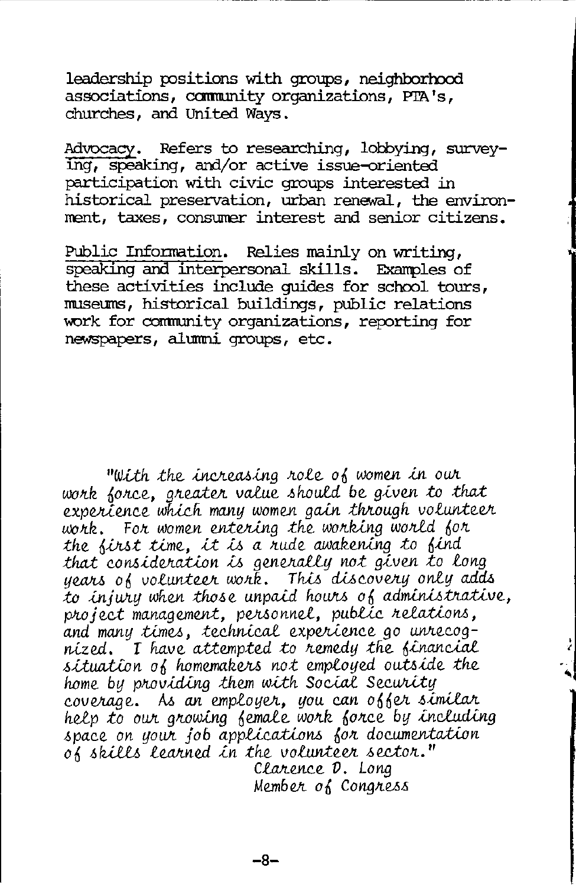leadership positions with groups, neighborhood associations, community organizations, PTA's, churches, and United Ways.

Advocacy. Refers to researching, lobbying, surveying, speaking, and/or active issue-oriented participation with civic groups interested in historical preservation, urban renewal, the environment, taxes, consumer interest and senior citizens.

Public Information. Relies mainly on writing, speaking and interpersonal skills. Examples of these activities include guides for school tours, museums, historical buildings, public relations work for community organizations, reporting for newspapers, alumni groups, etc.

*"With the increasing role of women in our work force, greater value should be given to that experience which many women gain through volunteer work. For women entering the working world for the first time, it is a rude awakening to find that consideration is generally not given to long years of volunteer work. This discovery only adds to injury when those unpaid hours of administrative, project management, personnel, public relations, and many times, technical experience go unrecognized. I have attempted to remedy the financial situation of homemakers not employed outside the home by providing them with Social Security coverage. As an employer, you can offer similar help to our growing female work force by including space on your job applications for documentation of skills learned in the volunteer sector."*

*Clarence D. Long*
*Member of Congress*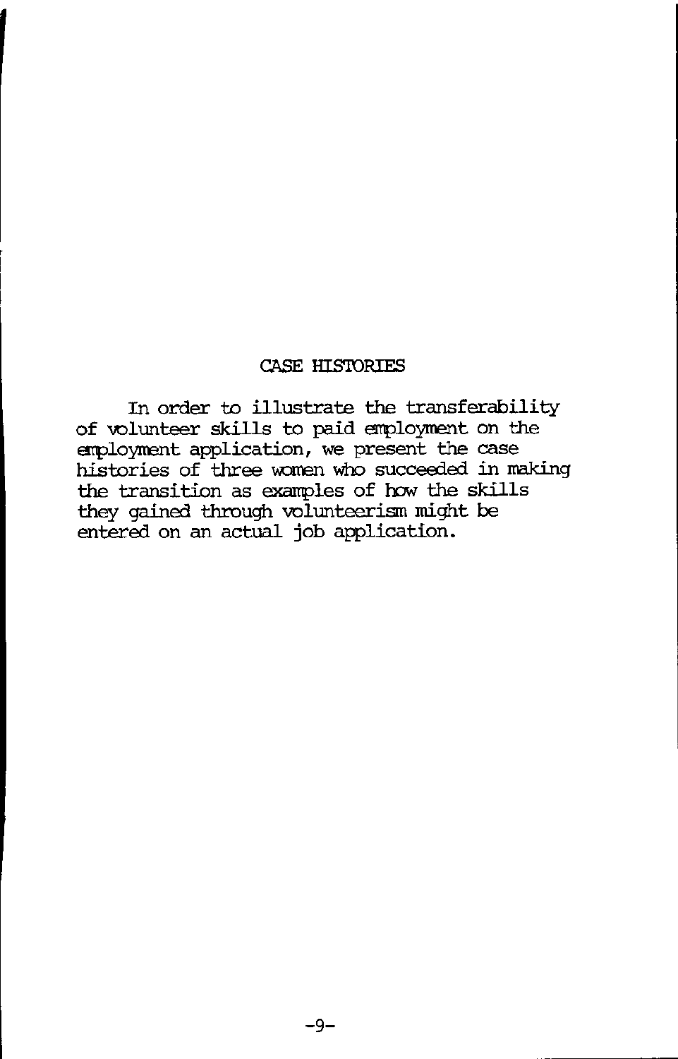## CASE HISTORIES

In order to illustrate the transferability of volunteer skills to paid employment on the employment application, we present the case histories of three women who succeeded in making the transition as examples of how the skills they gained through volunteerism might be entered on an actual job application.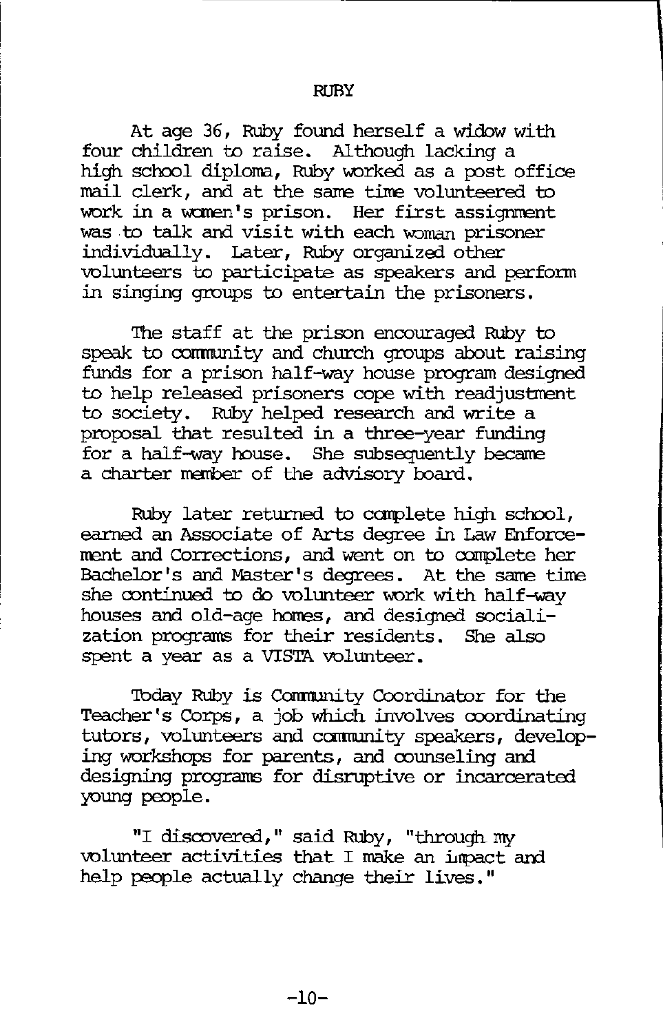## RUBY

At age 36, Ruby found herself a widow with four children to raise. Although lacking a high school diploma, Ruby worked as a post office mail clerk, and at the same time volunteered to work in a women's prison. Her first assignment was to talk and visit with each woman prisoner individually. Later, Ruby organized other volunteers to participate as speakers and perform in singing groups to entertain the prisoners.

The staff at the prison encouraged Ruby to speak to community and church groups about raising funds for a prison half-way house program designed to help released prisoners cope with readjustment to society. Ruby helped research and write a proposal that resulted in a three-year funding for a half-way house. She subsequently became a charter member of the advisory board.

Ruby later returned to complete high school, earned an Associate of Arts degree in Law Enforcement and Corrections, and went on to complete her Bachelor's and Master's degrees. At the same time she continued to do volunteer work with half-way houses and old-age homes, and designed socialization programs for their residents. She also spent a year as a VISTA volunteer.

Today Ruby is Community Coordinator for the Teacher's Corps, a job which involves coordinating tutors, volunteers and community speakers, developing workshops for parents, and counseling and designing programs for disruptive or incarcerated young people.

"I discovered," said Ruby, "through my volunteer activities that I make an impact and help people actually change their lives."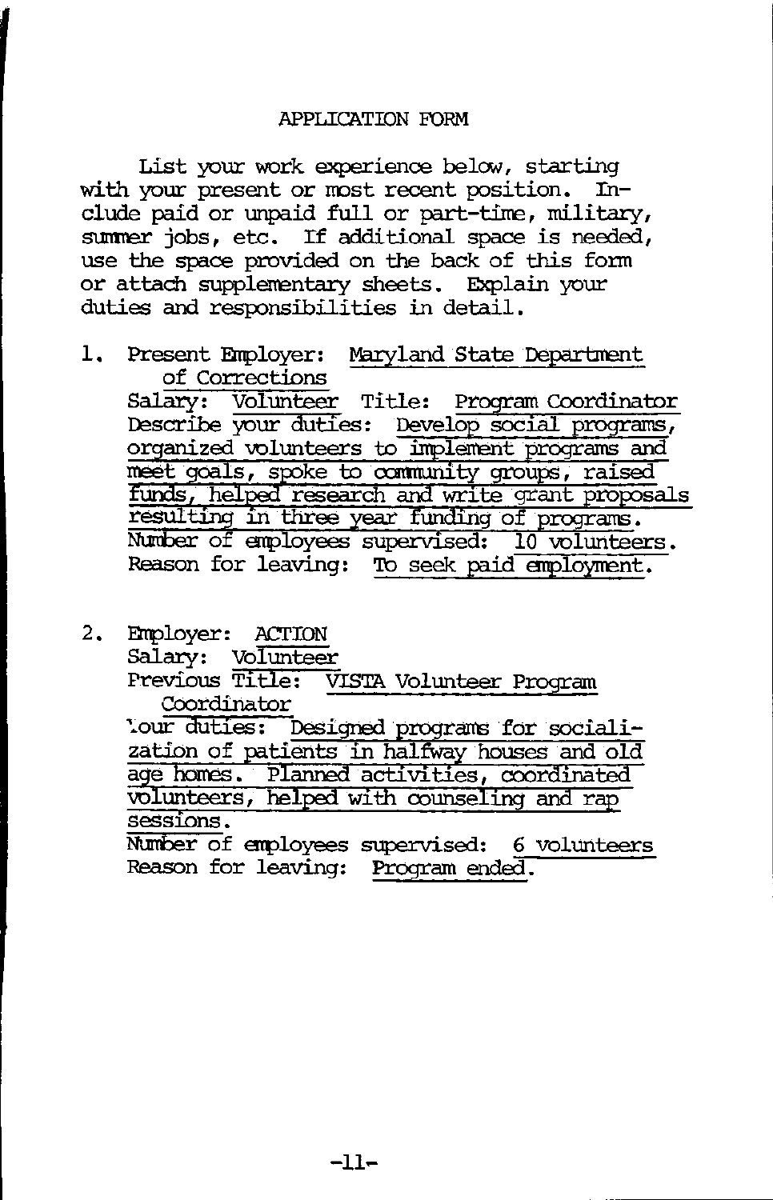APPLICATION FORM

List your work experience below, starting with your present or most recent position. Include paid or unpaid full or part-time, military, summer jobs, etc. If additional space is needed, use the space provided on the back of this form or attach supplementary sheets. Explain your duties and responsibilities in detail.

1. Present Employer: Maryland State Department of Corrections
   Salary: Volunteer Title: Program Coordinator
   Describe your duties: Develop social programs, organized volunteers to implement programs and meet goals, spoke to community groups, raised funds, helped research and write grant proposals resulting in three year funding of programs.
   Number of employees supervised: 10 volunteers.
   Reason for leaving: To seek paid employment.

2. Employer: ACTION
   Salary: Volunteer
   Previous Title: VISTA Volunteer Program Coordinator
   Your duties: Designed programs for socialization of patients in halfway houses and old age homes. Planned activities, coordinated volunteers, helped with counseling and rap sessions.
   Number of employees supervised: 6 volunteers
   Reason for leaving: Program ended.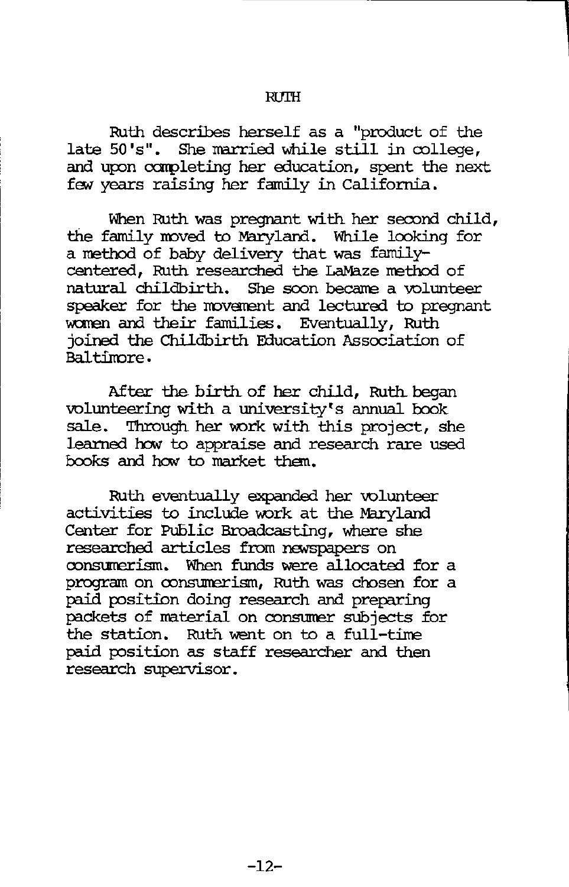## RUTH

Ruth describes herself as a "product of the late 50's". She married while still in college, and upon completing her education, spent the next few years raising her family in California.

When Ruth was pregnant with her second child, the family moved to Maryland. While looking for a method of baby delivery that was family-centered, Ruth researched the LaMaze method of natural childbirth. She soon became a volunteer speaker for the movement and lectured to pregnant women and their families. Eventually, Ruth joined the Childbirth Education Association of Baltimore.

After the birth of her child, Ruth began volunteering with a university's annual book sale. Through her work with this project, she learned how to appraise and research rare used books and how to market them.

Ruth eventually expanded her volunteer activities to include work at the Maryland Center for Public Broadcasting, where she researched articles from newspapers on consumerism. When funds were allocated for a program on consumerism, Ruth was chosen for a paid position doing research and preparing packets of material on consumer subjects for the station. Ruth went on to a full-time paid position as staff researcher and then research supervisor.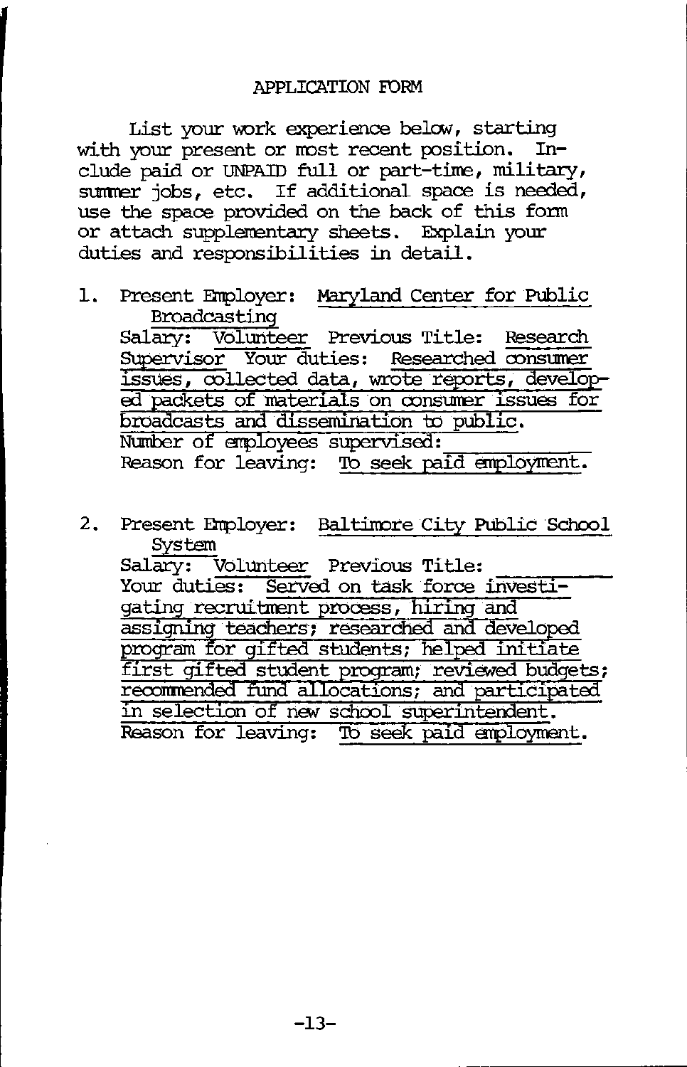APPLICATION FORM

List your work experience below, starting with your present or most recent position. Include paid or UNPAID full or part-time, military, summer jobs, etc. If additional space is needed, use the space provided on the back of this form or attach supplementary sheets. Explain your duties and responsibilities in detail.

1. Present Employer: Maryland Center for Public Broadcasting
   Salary: Volunteer Previous Title: Research Supervisor Your duties: Researched consumer issues, collected data, wrote reports, developed packets of materials on consumer issues for broadcasts and dissemination to public.
   Number of employees supervised: \_\_\_\_\_\_\_\_
   Reason for leaving: To seek paid employment.

2. Present Employer: Baltimore City Public School System
   Salary: Volunteer Previous Title: \_\_\_\_\_\_\_\_
   Your duties: Served on task force investigating recruitment process, hiring and assigning teachers; researched and developed program for gifted students; helped initiate first gifted student program; reviewed budgets; recommended fund allocations; and participated in selection of new school superintendent.
   Reason for leaving: To seek paid employment.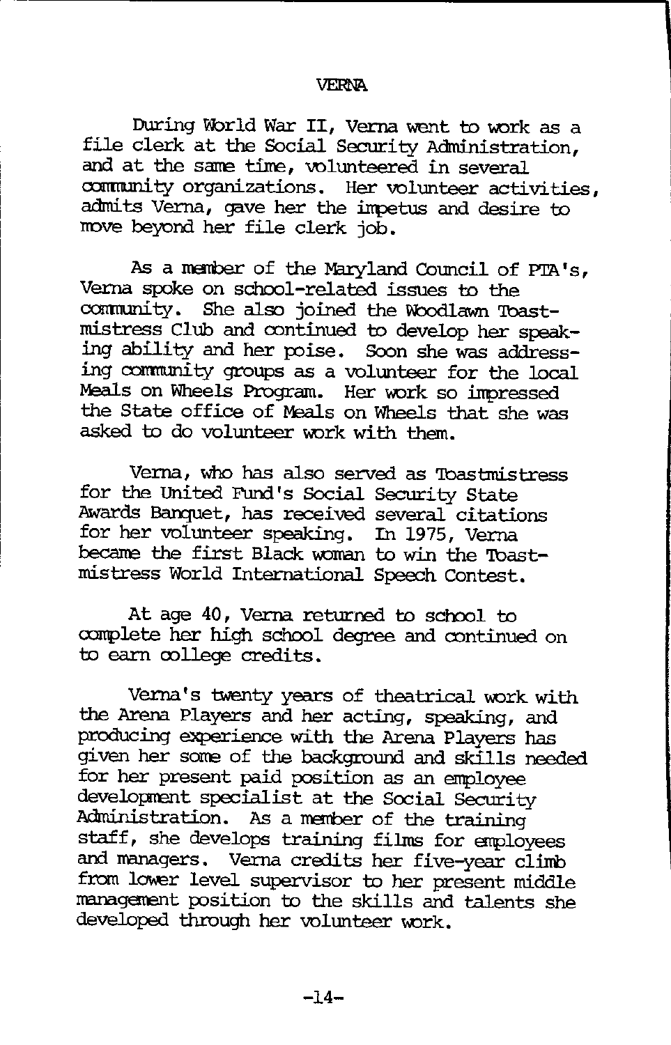# VERNA

During World War II, Verna went to work as a file clerk at the Social Security Administration, and at the same time, volunteered in several community organizations. Her volunteer activities, admits Verna, gave her the impetus and desire to move beyond her file clerk job.

As a member of the Maryland Council of PTA's, Verna spoke on school-related issues to the community. She also joined the Woodlawn Toastmistress Club and continued to develop her speaking ability and her poise. Soon she was addressing community groups as a volunteer for the local Meals on Wheels Program. Her work so impressed the State office of Meals on Wheels that she was asked to do volunteer work with them.

Verna, who has also served as Toastmistress for the United Fund's Social Security State Awards Banquet, has received several citations for her volunteer speaking. In 1975, Verna became the first Black woman to win the Toastmistress World International Speech Contest.

At age 40, Verna returned to school to complete her high school degree and continued on to earn college credits.

Verna's twenty years of theatrical work with the Arena Players and her acting, speaking, and producing experience with the Arena Players has given her some of the background and skills needed for her present paid position as an employee development specialist at the Social Security Administration. As a member of the training staff, she develops training films for employees and managers. Verna credits her five-year climb from lower level supervisor to her present middle management position to the skills and talents she developed through her volunteer work.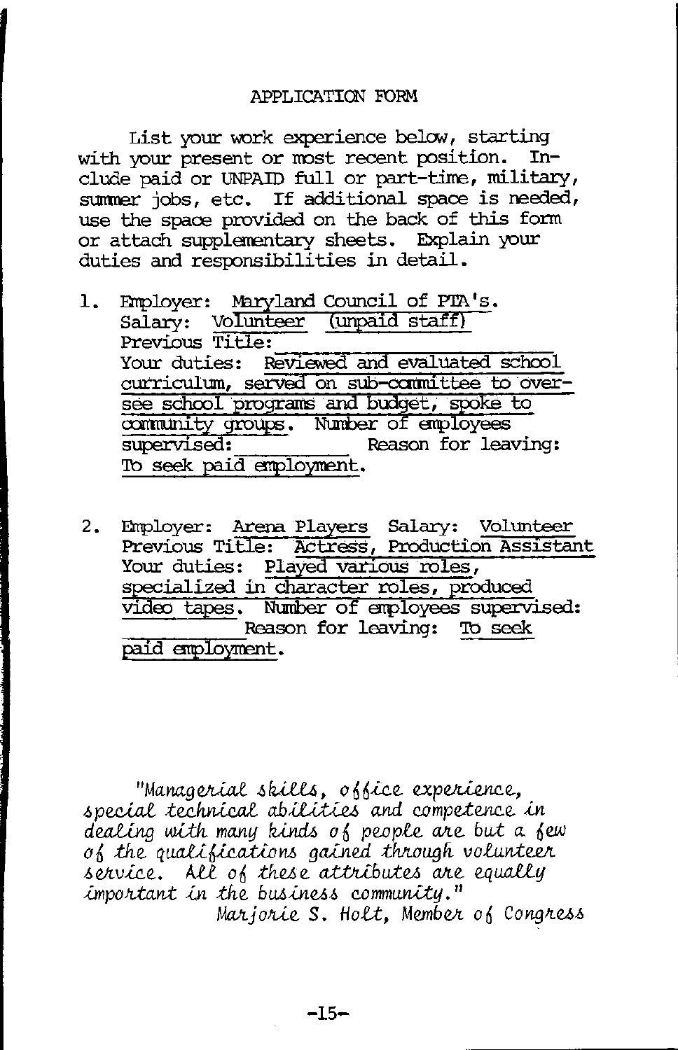APPLICATION FORM

List your work experience below, starting with your present or most recent position. Include paid or UNPAID full or part-time, military, summer jobs, etc. If additional space is needed, use the space provided on the back of this form or attach supplementary sheets. Explain your duties and responsibilities in detail.

1. Employer: Maryland Council of PTA's.
   Salary: Volunteer (unpaid staff)
   Previous Title: \_\_\_\_\_\_\_\_\_\_\_\_
   Your duties: Reviewed and evaluated school curriculum, served on sub-committee to oversee school programs and budget, spoke to community groups. Number of employees supervised: \_\_\_\_\_\_\_\_ Reason for leaving: To seek paid employment.

2. Employer: Arena Players Salary: Volunteer
   Previous Title: Actress, Production Assistant
   Your duties: Played various roles, specialized in character roles, produced video tapes. Number of employees supervised: \_\_\_\_\_\_\_\_ Reason for leaving: To seek paid employment.

*"Managerial skills, office experience, special technical abilities and competence in dealing with many kinds of people are but a few of the qualifications gained through volunteer service. All of these attributes are equally important in the business community."*

*Marjorie S. Holt, Member of Congress*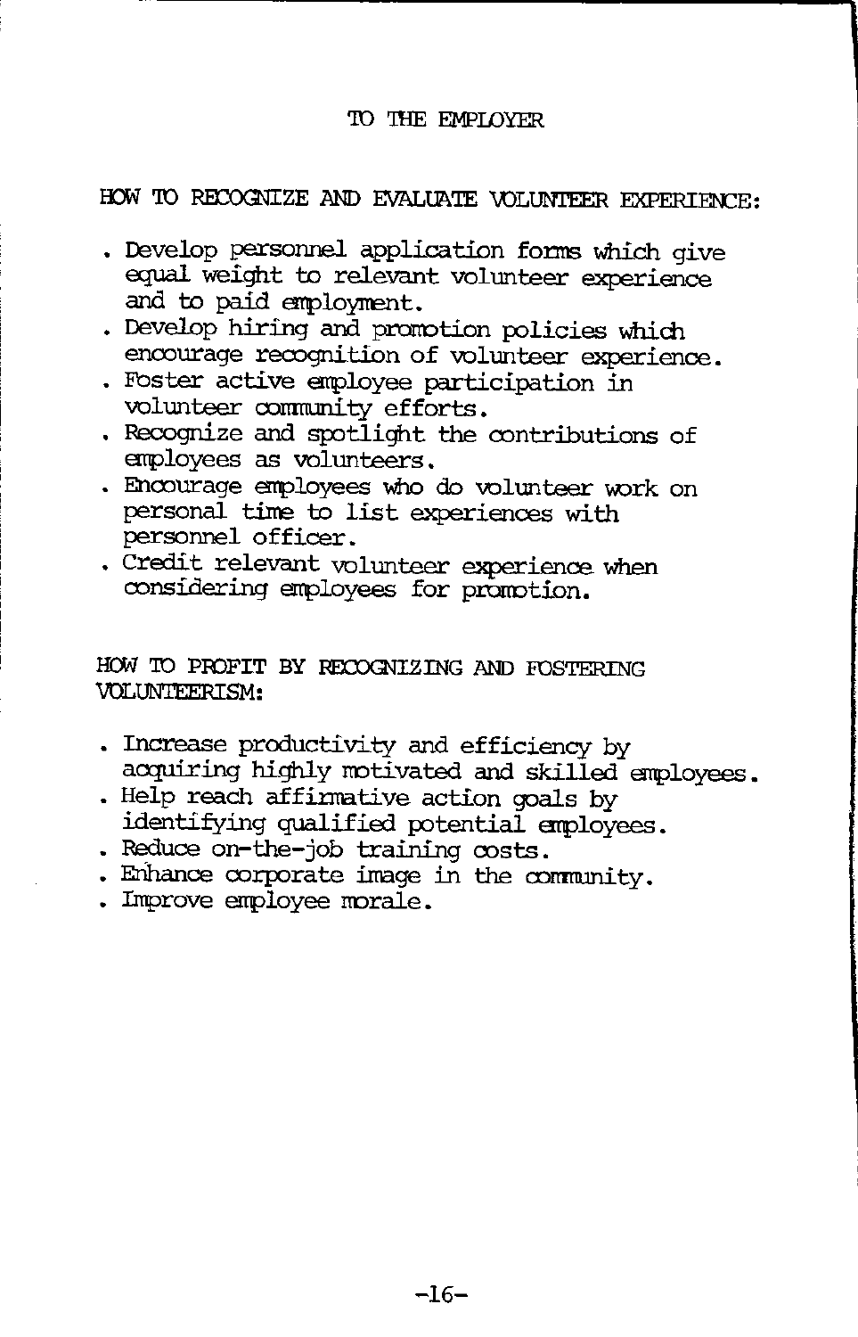# TO THE EMPLOYER

## HOW TO RECOGNIZE AND EVALUATE VOLUNTEER EXPERIENCE:

- Develop personnel application forms which give equal weight to relevant volunteer experience and to paid employment.
- Develop hiring and promotion policies which encourage recognition of volunteer experience.
- Foster active employee participation in volunteer community efforts.
- Recognize and spotlight the contributions of employees as volunteers.
- Encourage employees who do volunteer work on personal time to list experiences with personnel officer.
- Credit relevant volunteer experience when considering employees for promotion.

## HOW TO PROFIT BY RECOGNIZING AND FOSTERING VOLUNTEERISM:

- Increase productivity and efficiency by acquiring highly motivated and skilled employees.
- Help reach affirmative action goals by identifying qualified potential employees.
- Reduce on-the-job training costs.
- Enhance corporate image in the community.
- Improve employee morale.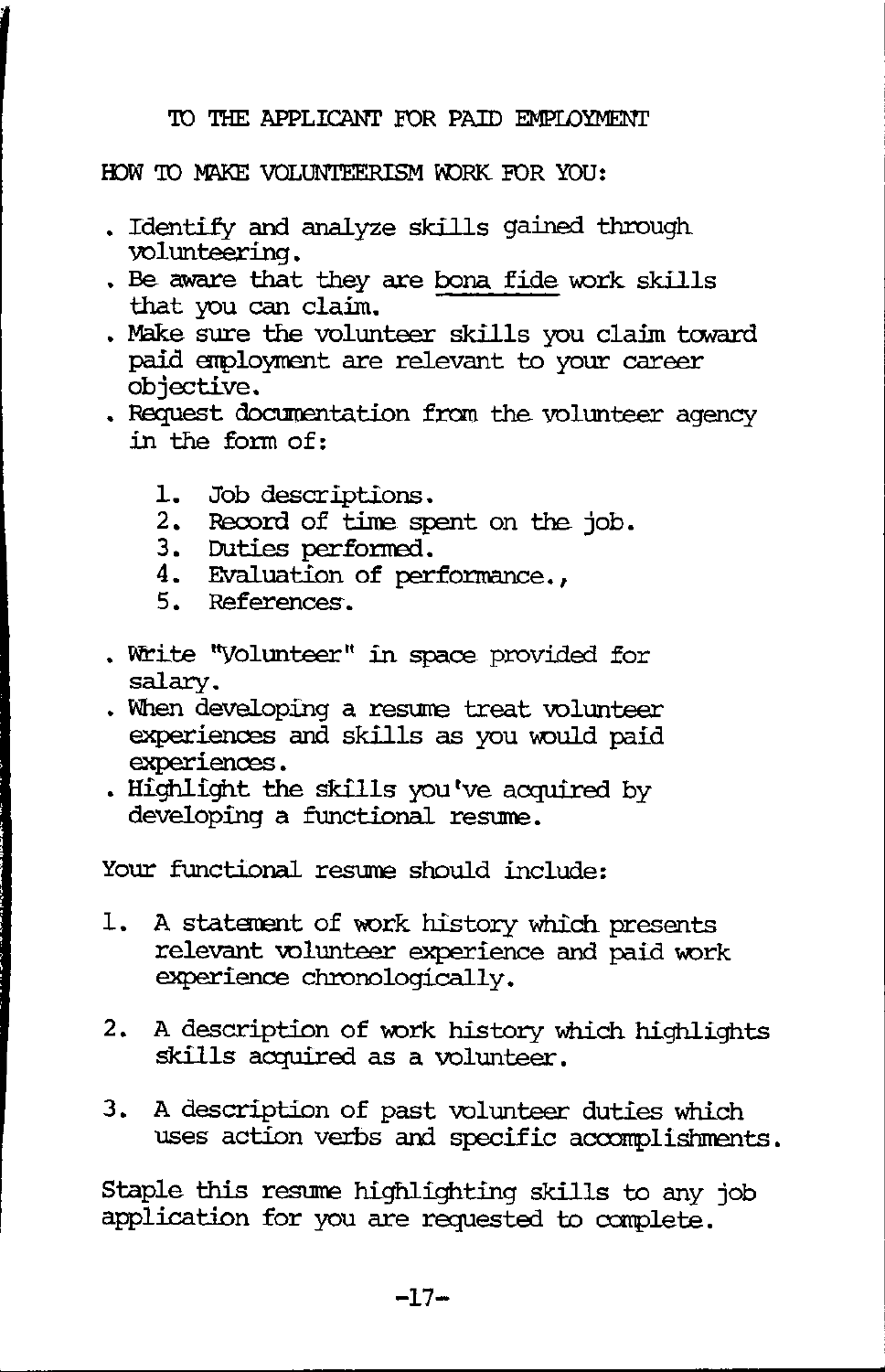## TO THE APPLICANT FOR PAID EMPLOYMENT

HOW TO MAKE VOLUNTEERISM WORK FOR YOU:

- Identify and analyze skills gained through volunteering.
- Be aware that they are bona fide work skills that you can claim.
- Make sure the volunteer skills you claim toward paid employment are relevant to your career objective.
- Request documentation from the volunteer agency in the form of:

  1. Job descriptions.
  2. Record of time spent on the job.
  3. Duties performed.
  4. Evaluation of performance.,
  5. References.

- Write "Volunteer" in space provided for salary.
- When developing a resume treat volunteer experiences and skills as you would paid experiences.
- Highlight the skills you've acquired by developing a functional resume.

Your functional resume should include:

1. A statement of work history which presents relevant volunteer experience and paid work experience chronologically.

2. A description of work history which highlights skills acquired as a volunteer.

3. A description of past volunteer duties which uses action verbs and specific accomplishments.

Staple this resume highlighting skills to any job application for you are requested to complete.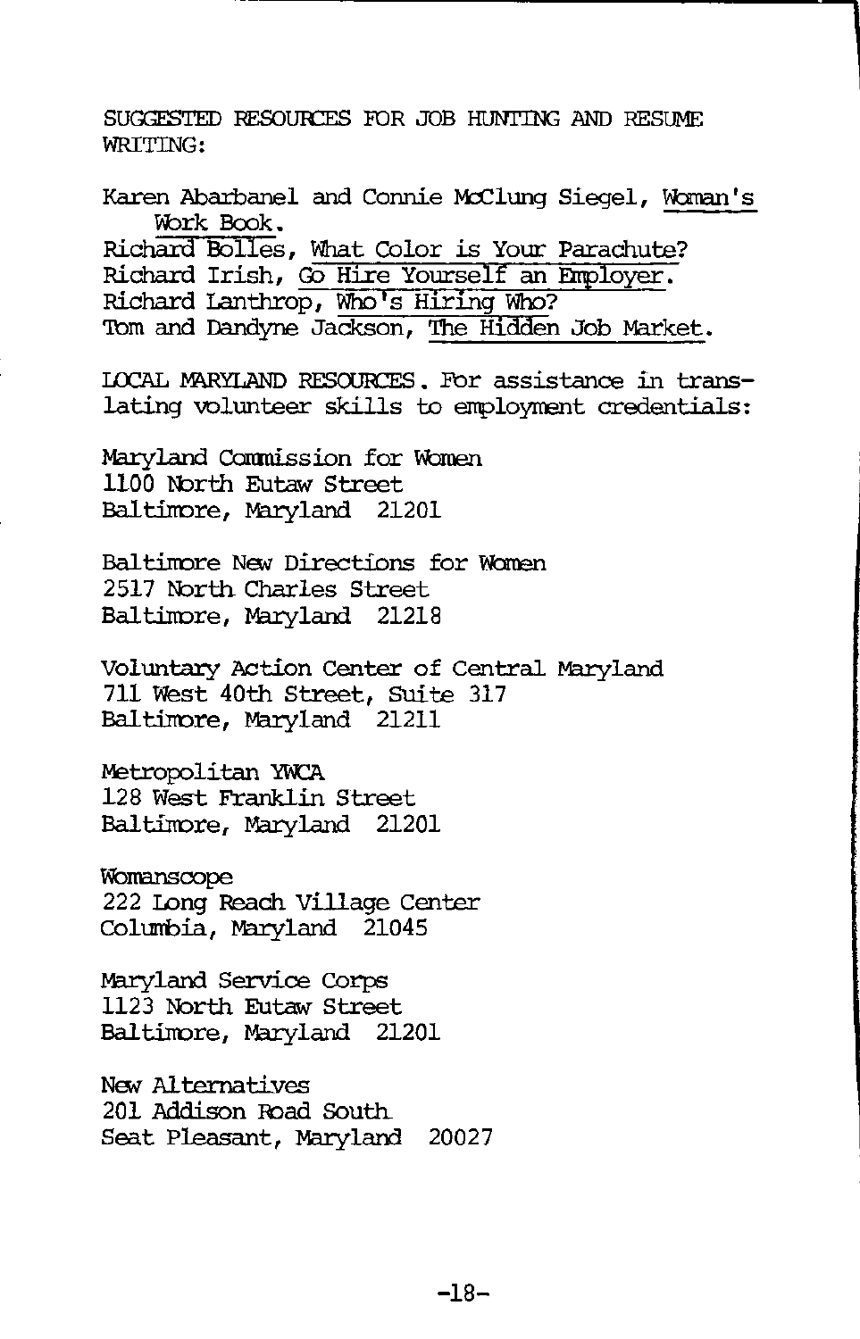SUGGESTED RESOURCES FOR JOB HUNTING AND RESUME WRITING:

Karen Abarbanel and Connie McClung Siegel, Woman's Work Book.
Richard Bolles, What Color is Your Parachute?
Richard Irish, Go Hire Yourself an Employer.
Richard Lanthrop, Who's Hiring Who?
Tom and Dandyne Jackson, The Hidden Job Market.

LOCAL MARYLAND RESOURCES. For assistance in translating volunteer skills to employment credentials:

Maryland Commission for Women
1100 North Eutaw Street
Baltimore, Maryland 21201

Baltimore New Directions for Women
2517 North Charles Street
Baltimore, Maryland 21218

Voluntary Action Center of Central Maryland
711 West 40th Street, Suite 317
Baltimore, Maryland 21211

Metropolitan YWCA
128 West Franklin Street
Baltimore, Maryland 21201

Womanscope
222 Long Reach Village Center
Columbia, Maryland 21045

Maryland Service Corps
1123 North Eutaw Street
Baltimore, Maryland 21201

New Alternatives
201 Addison Road South
Seat Pleasant, Maryland 20027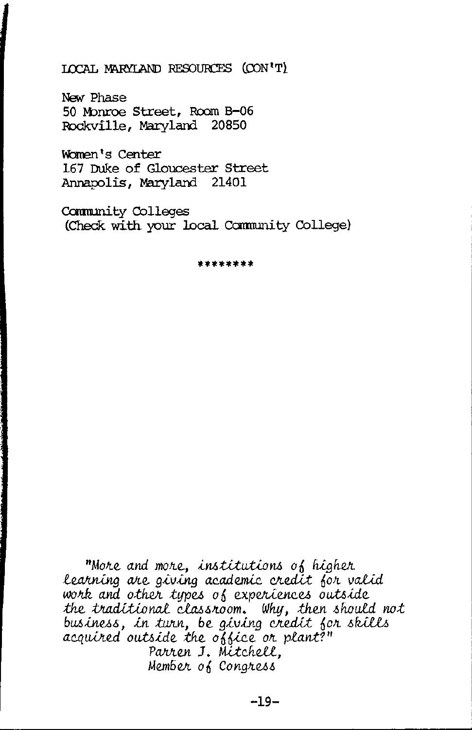LOCAL MARYLAND RESOURCES (CON'T)

New Phase
50 Monroe Street, Room B-06
Rockville, Maryland 20850

Women's Center
167 Duke of Gloucester Street
Annapolis, Maryland 21401

Community Colleges
(Check with your local Community College)

********

*"More and more, institutions of higher learning are giving academic credit for valid work and other types of experiences outside the traditional classroom. Why, then should not business, in turn, be giving credit for skills acquired outside the office or plant?"*

*Parren J. Mitchell,*
*Member of Congress*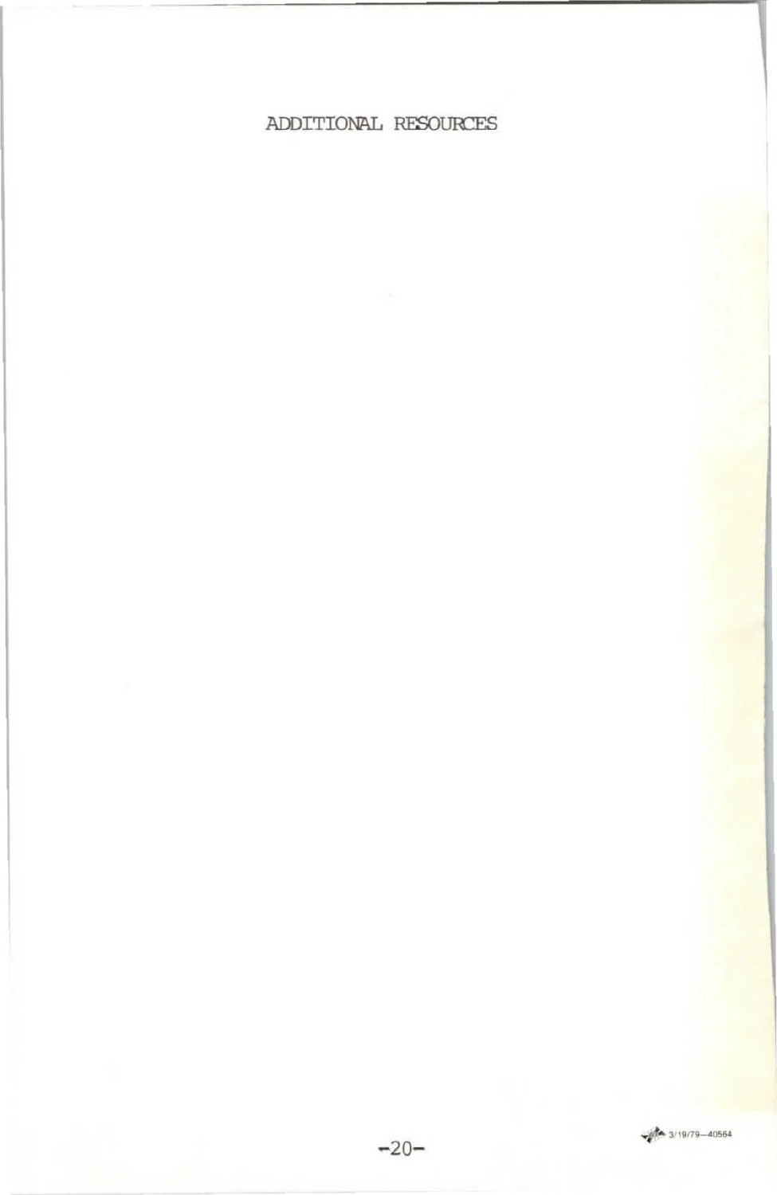# ADDITIONAL RESOURCES

3/19/79—40564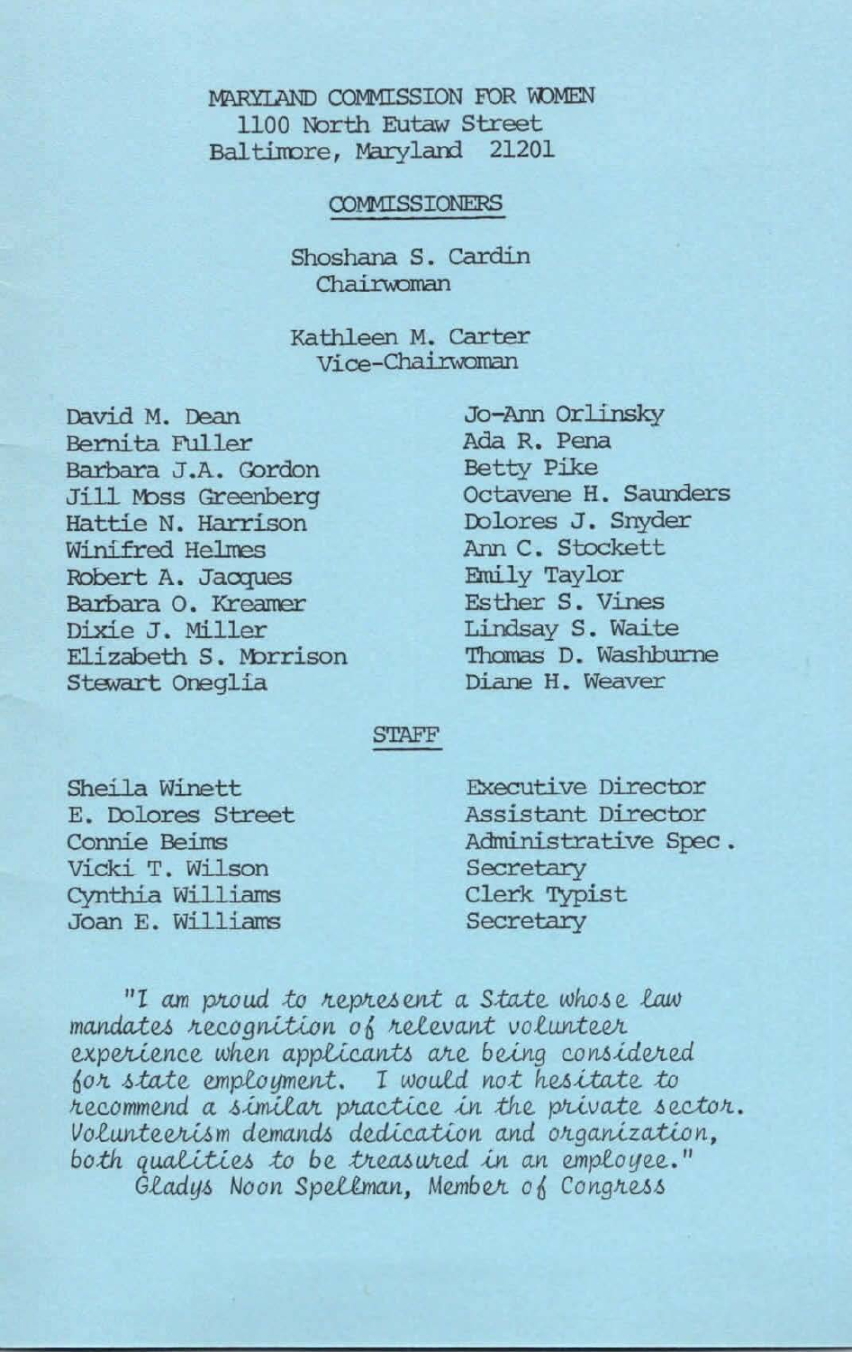MARYLAND COMMISSION FOR WOMEN
1100 North Eutaw Street
Baltimore, Maryland 21201

## COMMISSIONERS

Shoshana S. Cardin
Chairwoman

Kathleen M. Carter
Vice-Chairwoman

David M. Dean
Bernita Fuller
Barbara J.A. Gordon
Jill Moss Greenberg
Hattie N. Harrison
Winifred Helmes
Robert A. Jacques
Barbara O. Kreamer
Dixie J. Miller
Elizabeth S. Morrison
Stewart Oneglia
Jo-Ann Orlinsky
Ada R. Pena
Betty Pike
Octavene H. Saunders
Dolores J. Snyder
Ann C. Stockett
Emily Taylor
Esther S. Vines
Lindsay S. Waite
Thomas D. Washburne
Diane H. Weaver

## STAFF

| | |
|---|---|
| Sheila Winett | Executive Director |
| E. Dolores Street | Assistant Director |
| Connie Beims | Administrative Spec. |
| Vicki T. Wilson | Secretary |
| Cynthia Williams | Clerk Typist |
| Joan E. Williams | Secretary |

*"I am proud to represent a State whose law mandates recognition of relevant volunteer experience when applicants are being considered for state employment. I would not hesitate to recommend a similar practice in the private sector. Volunteerism demands dedication and organization, both qualities to be treasured in an employee."*
*Gladys Noon Spellman, Member of Congress*